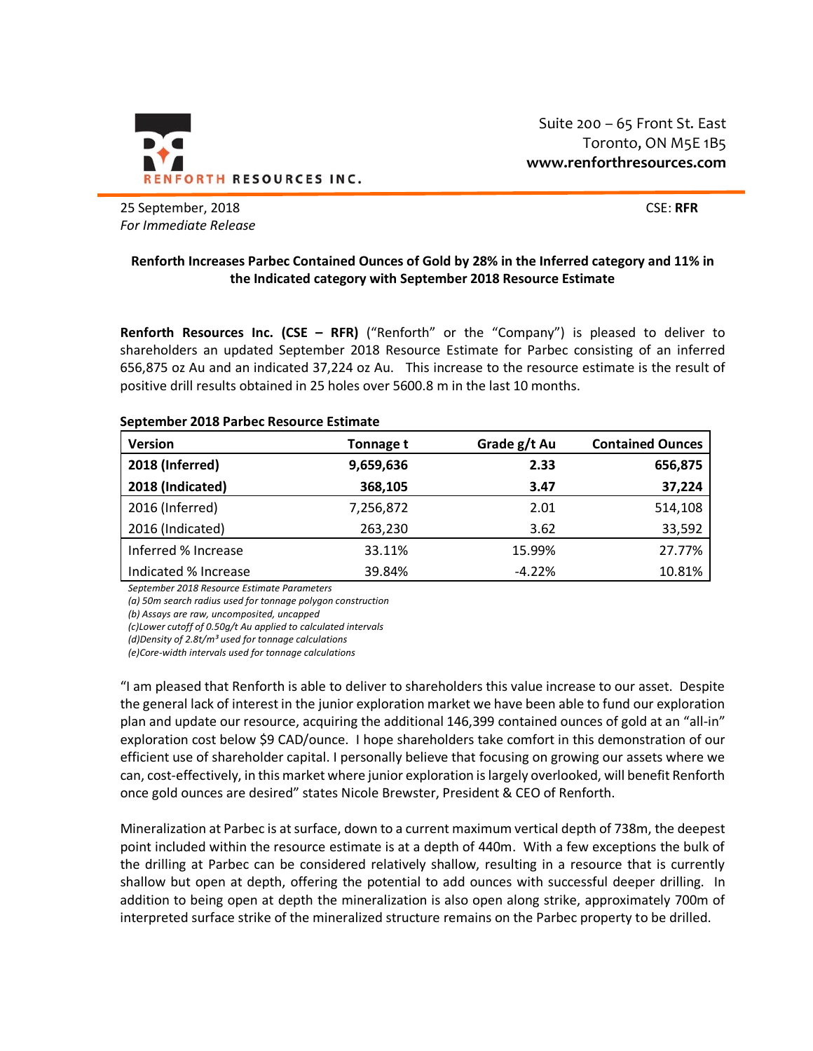RENFORTH RESOURCES INC.

Suite 200 – 65 Front St. East
Toronto, ON M5E 1B5
**www.renforthresources.com**

25 September, 2018
*For Immediate Release*

CSE: **RFR**

**Renforth Increases Parbec Contained Ounces of Gold by 28% in the Inferred category and 11% in the Indicated category with September 2018 Resource Estimate**

**Renforth Resources Inc. (CSE – RFR)** ("Renforth" or the "Company") is pleased to deliver to shareholders an updated September 2018 Resource Estimate for Parbec consisting of an inferred 656,875 oz Au and an indicated 37,224 oz Au. This increase to the resource estimate is the result of positive drill results obtained in 25 holes over 5600.8 m in the last 10 months.

**September 2018 Parbec Resource Estimate**

| Version | Tonnage t | Grade g/t Au | Contained Ounces |
|---|---|---|---|
| **2018 (Inferred)** | **9,659,636** | **2.33** | **656,875** |
| **2018 (Indicated)** | **368,105** | **3.47** | **37,224** |
| 2016 (Inferred) | 7,256,872 | 2.01 | 514,108 |
| 2016 (Indicated) | 263,230 | 3.62 | 33,592 |
| Inferred % Increase | 33.11% | 15.99% | 27.77% |
| Indicated % Increase | 39.84% | -4.22% | 10.81% |

*September 2018 Resource Estimate Parameters*
*(a) 50m search radius used for tonnage polygon construction*
*(b) Assays are raw, uncomposited, uncapped*
*(c)Lower cutoff of 0.50g/t Au applied to calculated intervals*
*(d)Density of 2.8t/m³ used for tonnage calculations*
*(e)Core-width intervals used for tonnage calculations*

"I am pleased that Renforth is able to deliver to shareholders this value increase to our asset. Despite the general lack of interest in the junior exploration market we have been able to fund our exploration plan and update our resource, acquiring the additional 146,399 contained ounces of gold at an "all-in" exploration cost below $9 CAD/ounce. I hope shareholders take comfort in this demonstration of our efficient use of shareholder capital. I personally believe that focusing on growing our assets where we can, cost-effectively, in this market where junior exploration is largely overlooked, will benefit Renforth once gold ounces are desired" states Nicole Brewster, President & CEO of Renforth.

Mineralization at Parbec is at surface, down to a current maximum vertical depth of 738m, the deepest point included within the resource estimate is at a depth of 440m. With a few exceptions the bulk of the drilling at Parbec can be considered relatively shallow, resulting in a resource that is currently shallow but open at depth, offering the potential to add ounces with successful deeper drilling. In addition to being open at depth the mineralization is also open along strike, approximately 700m of interpreted surface strike of the mineralized structure remains on the Parbec property to be drilled.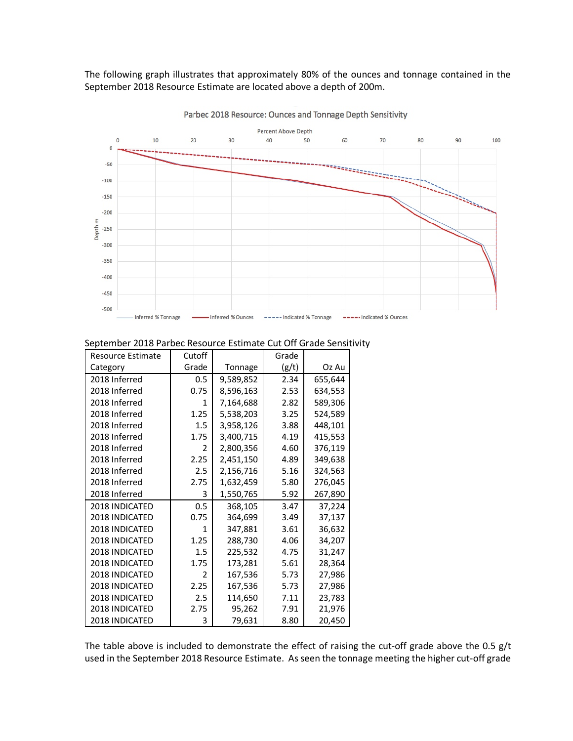The following graph illustrates that approximately 80% of the ounces and tonnage contained in the September 2018 Resource Estimate are located above a depth of 200m.

Parbec 2018 Resource: Ounces and Tonnage Depth Sensitivity

Percent Above Depth

0 10 20 30 40 50 60 70 80 90 100

Depth m

0 -50 -100 -150 -200 -250 -300 -350 -400 -450 -500

Inferred % Tonnage

Inferred % Ounces

Indicated % Tonnage

Indicated % Ounces

September 2018 Parbec Resource Estimate Cut Off Grade Sensitivity

| Resource Estimate Category | Cutoff Grade | Tonnage | Grade (g/t) | Oz Au |
|---|---|---|---|---|
| 2018 Inferred | 0.5 | 9,589,852 | 2.34 | 655,644 |
| 2018 Inferred | 0.75 | 8,596,163 | 2.53 | 634,553 |
| 2018 Inferred | 1 | 7,164,688 | 2.82 | 589,306 |
| 2018 Inferred | 1.25 | 5,538,203 | 3.25 | 524,589 |
| 2018 Inferred | 1.5 | 3,958,126 | 3.88 | 448,101 |
| 2018 Inferred | 1.75 | 3,400,715 | 4.19 | 415,553 |
| 2018 Inferred | 2 | 2,800,356 | 4.60 | 376,119 |
| 2018 Inferred | 2.25 | 2,451,150 | 4.89 | 349,638 |
| 2018 Inferred | 2.5 | 2,156,716 | 5.16 | 324,563 |
| 2018 Inferred | 2.75 | 1,632,459 | 5.80 | 276,045 |
| 2018 Inferred | 3 | 1,550,765 | 5.92 | 267,890 |
| 2018 INDICATED | 0.5 | 368,105 | 3.47 | 37,224 |
| 2018 INDICATED | 0.75 | 364,699 | 3.49 | 37,137 |
| 2018 INDICATED | 1 | 347,881 | 3.61 | 36,632 |
| 2018 INDICATED | 1.25 | 288,730 | 4.06 | 34,207 |
| 2018 INDICATED | 1.5 | 225,532 | 4.75 | 31,247 |
| 2018 INDICATED | 1.75 | 173,281 | 5.61 | 28,364 |
| 2018 INDICATED | 2 | 167,536 | 5.73 | 27,986 |
| 2018 INDICATED | 2.25 | 167,536 | 5.73 | 27,986 |
| 2018 INDICATED | 2.5 | 114,650 | 7.11 | 23,783 |
| 2018 INDICATED | 2.75 | 95,262 | 7.91 | 21,976 |
| 2018 INDICATED | 3 | 79,631 | 8.80 | 20,450 |

The table above is included to demonstrate the effect of raising the cut-off grade above the 0.5 g/t used in the September 2018 Resource Estimate. As seen the tonnage meeting the higher cut-off grade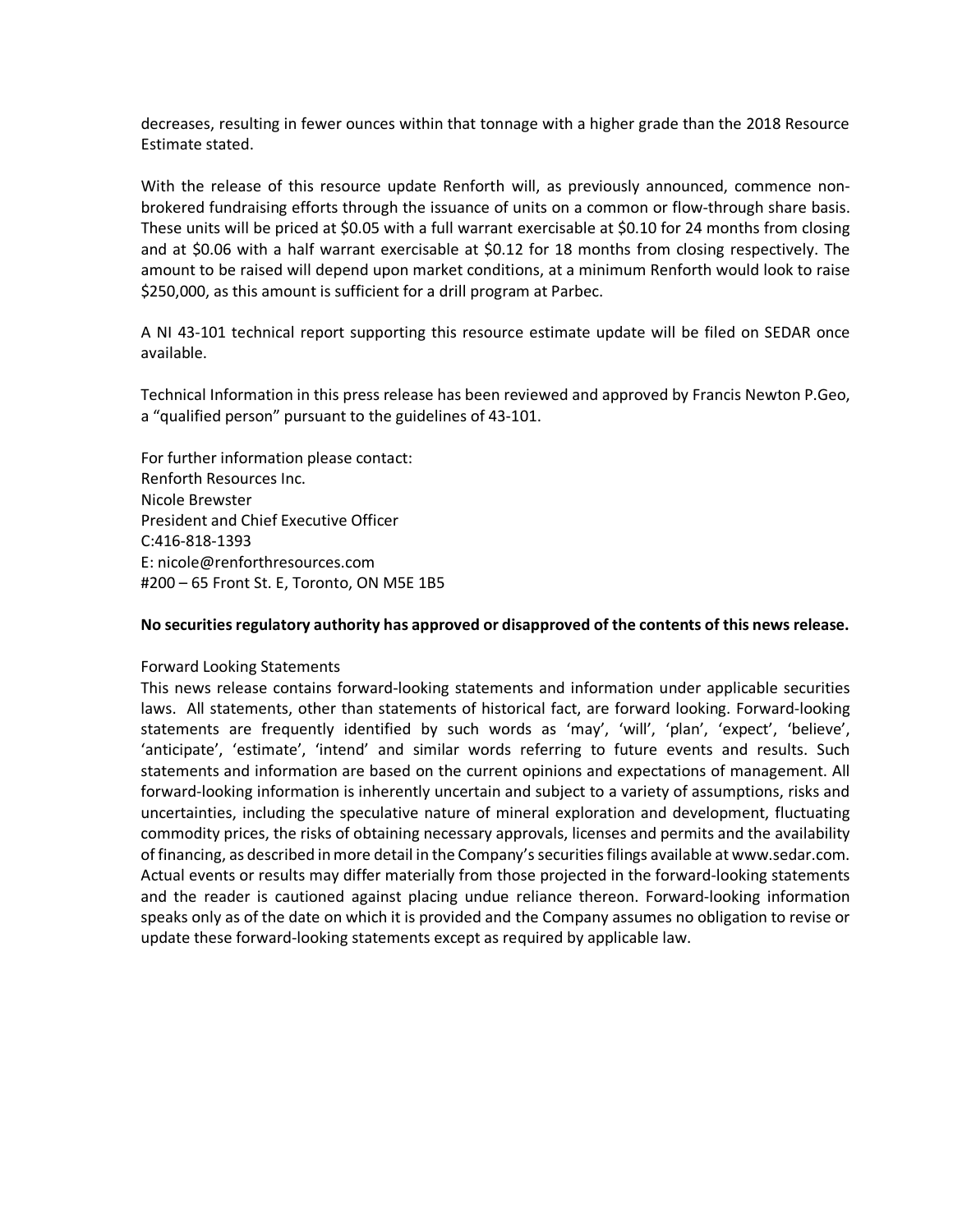decreases, resulting in fewer ounces within that tonnage with a higher grade than the 2018 Resource Estimate stated.

With the release of this resource update Renforth will, as previously announced, commence non-brokered fundraising efforts through the issuance of units on a common or flow-through share basis. These units will be priced at $0.05 with a full warrant exercisable at $0.10 for 24 months from closing and at $0.06 with a half warrant exercisable at $0.12 for 18 months from closing respectively. The amount to be raised will depend upon market conditions, at a minimum Renforth would look to raise $250,000, as this amount is sufficient for a drill program at Parbec.

A NI 43-101 technical report supporting this resource estimate update will be filed on SEDAR once available.

Technical Information in this press release has been reviewed and approved by Francis Newton P.Geo, a "qualified person" pursuant to the guidelines of 43-101.

For further information please contact:  
Renforth Resources Inc.  
Nicole Brewster  
President and Chief Executive Officer  
C:416-818-1393  
E: nicole@renforthresources.com  
#200 – 65 Front St. E, Toronto, ON M5E 1B5

**No securities regulatory authority has approved or disapproved of the contents of this news release.**

Forward Looking Statements

This news release contains forward-looking statements and information under applicable securities laws. All statements, other than statements of historical fact, are forward looking. Forward-looking statements are frequently identified by such words as 'may', 'will', 'plan', 'expect', 'believe', 'anticipate', 'estimate', 'intend' and similar words referring to future events and results. Such statements and information are based on the current opinions and expectations of management. All forward-looking information is inherently uncertain and subject to a variety of assumptions, risks and uncertainties, including the speculative nature of mineral exploration and development, fluctuating commodity prices, the risks of obtaining necessary approvals, licenses and permits and the availability of financing, as described in more detail in the Company's securities filings available at www.sedar.com. Actual events or results may differ materially from those projected in the forward-looking statements and the reader is cautioned against placing undue reliance thereon. Forward-looking information speaks only as of the date on which it is provided and the Company assumes no obligation to revise or update these forward-looking statements except as required by applicable law.